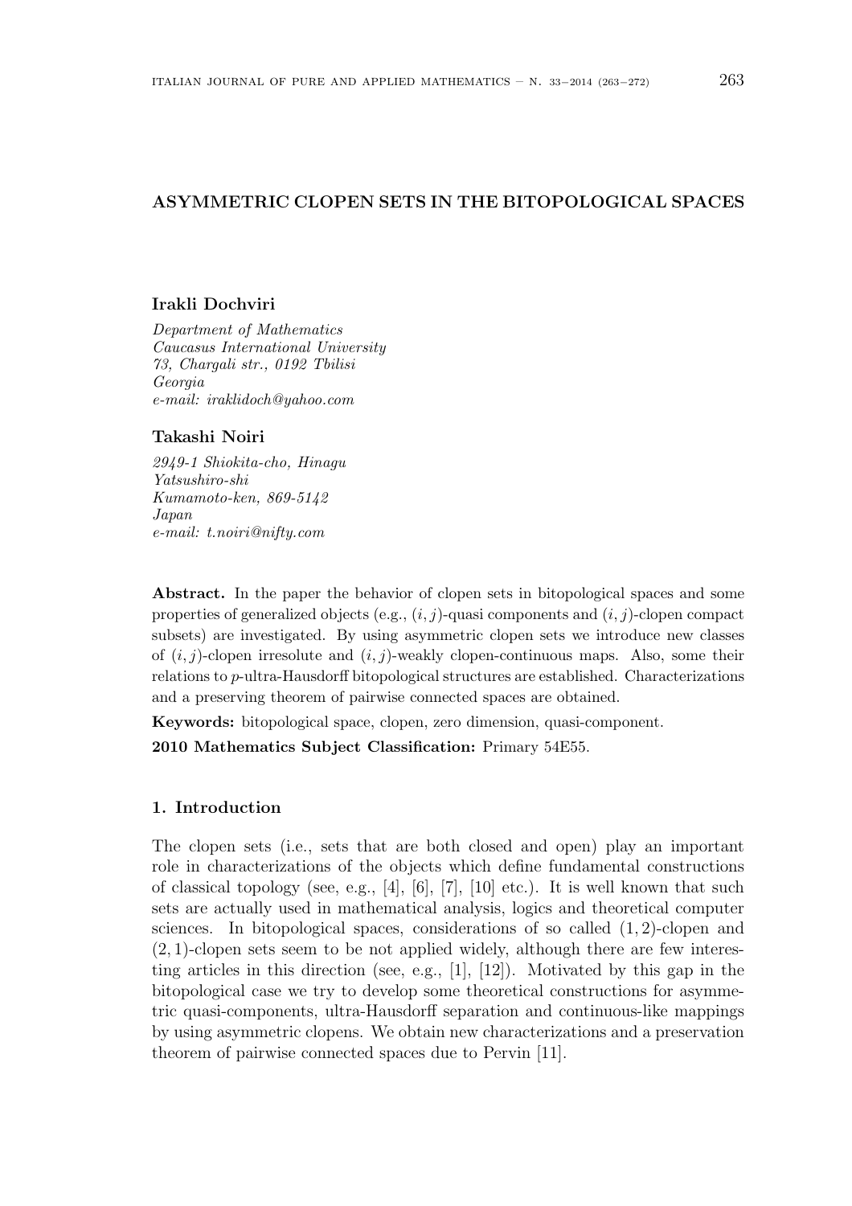# ASYMMETRIC CLOPEN SETS IN THE BITOPOLOGICAL SPACES

**Irakli Dochviri**

*Department of Mathematics*
*Caucasus International University*
*73, Chargali str., 0192 Tbilisi*
*Georgia*
*e-mail: iraklidoch@yahoo.com*

**Takashi Noiri**

*2949-1 Shiokita-cho, Hinagu*
*Yatsushiro-shi*
*Kumamoto-ken, 869-5142*
*Japan*
*e-mail: t.noiri@nifty.com*

**Abstract.** In the paper the behavior of clopen sets in bitopological spaces and some properties of generalized objects (e.g., $(i, j)$-quasi components and $(i, j)$-clopen compact subsets) are investigated. By using asymmetric clopen sets we introduce new classes of $(i, j)$-clopen irresolute and $(i, j)$-weakly clopen-continuous maps. Also, some their relations to $p$-ultra-Hausdorff bitopological structures are established. Characterizations and a preserving theorem of pairwise connected spaces are obtained.

**Keywords:** bitopological space, clopen, zero dimension, quasi-component.

**2010 Mathematics Subject Classification:** Primary 54E55.

## 1. Introduction

The clopen sets (i.e., sets that are both closed and open) play an important role in characterizations of the objects which define fundamental constructions of classical topology (see, e.g., [4], [6], [7], [10] etc.). It is well known that such sets are actually used in mathematical analysis, logics and theoretical computer sciences. In bitopological spaces, considerations of so called $(1, 2)$-clopen and $(2, 1)$-clopen sets seem to be not applied widely, although there are few interesting articles in this direction (see, e.g., [1], [12]). Motivated by this gap in the bitopological case we try to develop some theoretical constructions for asymmetric quasi-components, ultra-Hausdorff separation and continuous-like mappings by using asymmetric clopens. We obtain new characterizations and a preservation theorem of pairwise connected spaces due to Pervin [11].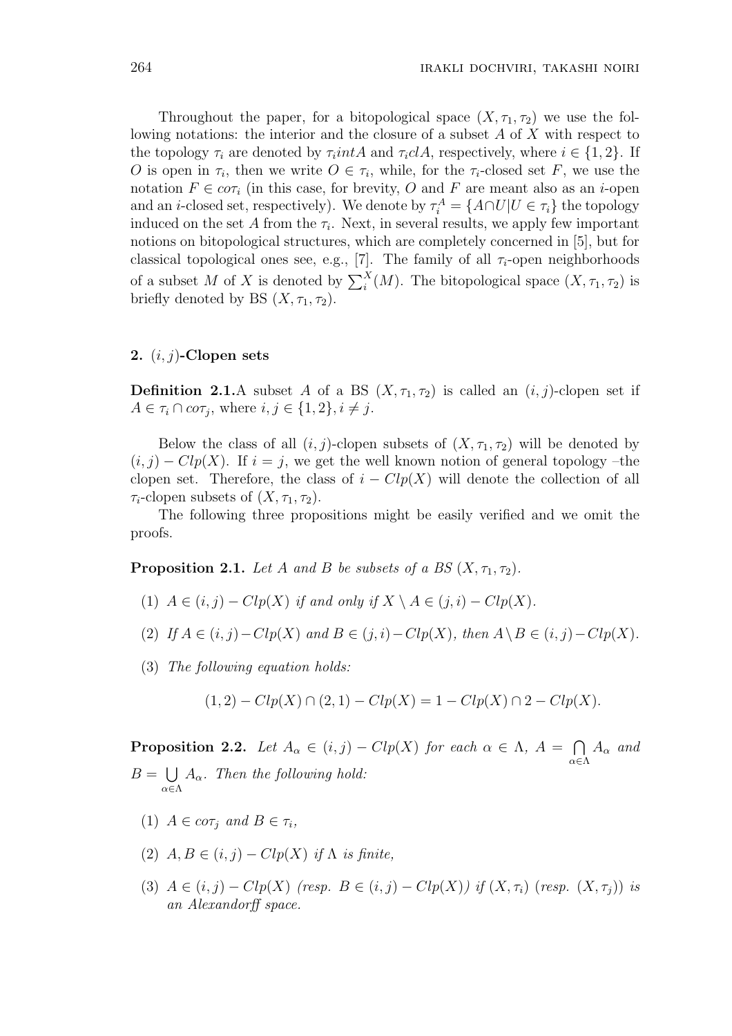Throughout the paper, for a bitopological space $(X, \tau_1, \tau_2)$ we use the following notations: the interior and the closure of a subset $A$ of $X$ with respect to the topology $\tau_i$ are denoted by $\tau_i intA$ and $\tau_i clA$, respectively, where $i \in \{1, 2\}$. If $O$ is open in $\tau_i$, then we write $O \in \tau_i$, while, for the $\tau_i$-closed set $F$, we use the notation $F \in co\tau_i$ (in this case, for brevity, $O$ and $F$ are meant also as an $i$-open and an $i$-closed set, respectively). We denote by $\tau_i^A = \{A \cap U | U \in \tau_i\}$ the topology induced on the set $A$ from the $\tau_i$. Next, in several results, we apply few important notions on bitopological structures, which are completely concerned in [5], but for classical topological ones see, e.g., [7]. The family of all $\tau_i$-open neighborhoods of a subset $M$ of $X$ is denoted by $\sum_i^X(M)$. The bitopological space $(X, \tau_1, \tau_2)$ is briefly denoted by BS $(X, \tau_1, \tau_2)$.

## 2. $(i, j)$-Clopen sets

**Definition 2.1.** A subset $A$ of a BS $(X, \tau_1, \tau_2)$ is called an $(i, j)$-clopen set if $A \in \tau_i \cap co\tau_j$, where $i, j \in \{1, 2\}, i \neq j$.

Below the class of all $(i, j)$-clopen subsets of $(X, \tau_1, \tau_2)$ will be denoted by $(i, j) - Clp(X)$. If $i = j$, we get the well known notion of general topology –the clopen set. Therefore, the class of $i - Clp(X)$ will denote the collection of all $\tau_i$-clopen subsets of $(X, \tau_1, \tau_2)$.

The following three propositions might be easily verified and we omit the proofs.

**Proposition 2.1.** *Let $A$ and $B$ be subsets of a BS $(X, \tau_1, \tau_2)$.*

(1) *$A \in (i, j) - Clp(X)$ if and only if $X \setminus A \in (j, i) - Clp(X)$.*

(2) *If $A \in (i, j) - Clp(X)$ and $B \in (j, i) - Clp(X)$, then $A \setminus B \in (i, j) - Clp(X)$.*

(3) *The following equation holds:*

$$(1, 2) - Clp(X) \cap (2, 1) - Clp(X) = 1 - Clp(X) \cap 2 - Clp(X).$$

**Proposition 2.2.** *Let $A_\alpha \in (i, j) - Clp(X)$ for each $\alpha \in \Lambda$, $A = \bigcap_{\alpha \in \Lambda} A_\alpha$ and $B = \bigcup_{\alpha \in \Lambda} A_\alpha$. Then the following hold:*

(1) *$A \in co\tau_j$ and $B \in \tau_i$,*

(2) *$A, B \in (i, j) - Clp(X)$ if $\Lambda$ is finite,*

(3) *$A \in (i, j) - Clp(X)$ (resp. $B \in (i, j) - Clp(X)$) if $(X, \tau_i)$ (resp. $(X, \tau_j)$) is an Alexandorff space.*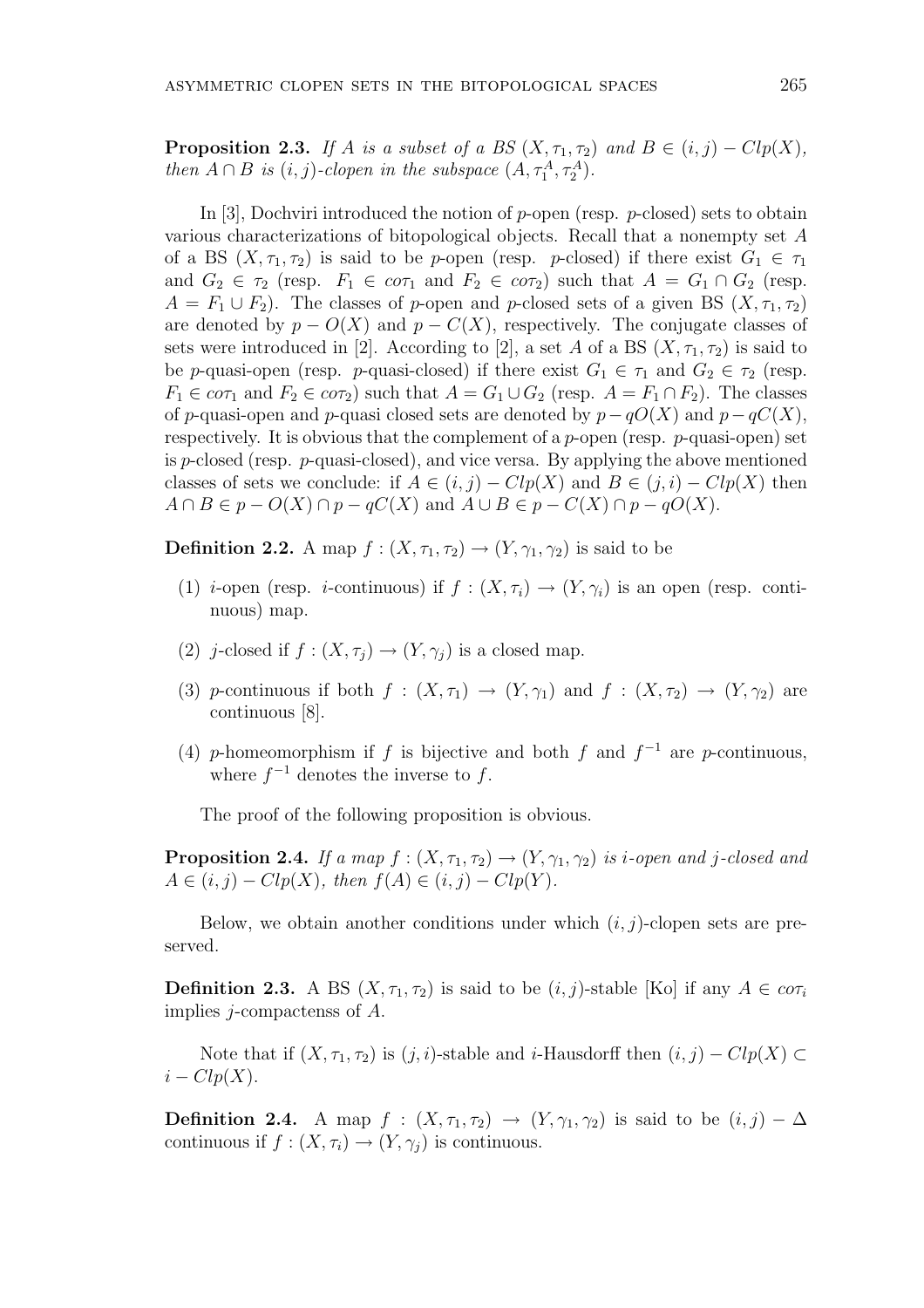**Proposition 2.3.** *If $A$ is a subset of a BS $(X, \tau_1, \tau_2)$ and $B \in (i,j) - Clp(X)$, then $A \cap B$ is $(i,j)$-clopen in the subspace $(A, \tau_1^A, \tau_2^A)$.*

In [3], Dochviri introduced the notion of $p$-open (resp. $p$-closed) sets to obtain various characterizations of bitopological objects. Recall that a nonempty set $A$ of a BS $(X, \tau_1, \tau_2)$ is said to be $p$-open (resp. $p$-closed) if there exist $G_1 \in \tau_1$ and $G_2 \in \tau_2$ (resp. $F_1 \in co\tau_1$ and $F_2 \in co\tau_2$) such that $A = G_1 \cap G_2$ (resp. $A = F_1 \cup F_2$). The classes of $p$-open and $p$-closed sets of a given BS $(X, \tau_1, \tau_2)$ are denoted by $p - O(X)$ and $p - C(X)$, respectively. The conjugate classes of sets were introduced in [2]. According to [2], a set $A$ of a BS $(X, \tau_1, \tau_2)$ is said to be $p$-quasi-open (resp. $p$-quasi-closed) if there exist $G_1 \in \tau_1$ and $G_2 \in \tau_2$ (resp. $F_1 \in co\tau_1$ and $F_2 \in co\tau_2$) such that $A = G_1 \cup G_2$ (resp. $A = F_1 \cap F_2$). The classes of $p$-quasi-open and $p$-quasi closed sets are denoted by $p - qO(X)$ and $p - qC(X)$, respectively. It is obvious that the complement of a $p$-open (resp. $p$-quasi-open) set is $p$-closed (resp. $p$-quasi-closed), and vice versa. By applying the above mentioned classes of sets we conclude: if $A \in (i,j) - Clp(X)$ and $B \in (j,i) - Clp(X)$ then $A \cap B \in p - O(X) \cap p - qC(X)$ and $A \cup B \in p - C(X) \cap p - qO(X)$.

**Definition 2.2.** A map $f : (X, \tau_1, \tau_2) \to (Y, \gamma_1, \gamma_2)$ is said to be

(1) $i$-open (resp. $i$-continuous) if $f : (X, \tau_i) \to (Y, \gamma_i)$ is an open (resp. continuous) map.

(2) $j$-closed if $f : (X, \tau_j) \to (Y, \gamma_j)$ is a closed map.

(3) $p$-continuous if both $f : (X, \tau_1) \to (Y, \gamma_1)$ and $f : (X, \tau_2) \to (Y, \gamma_2)$ are continuous [8].

(4) $p$-homeomorphism if $f$ is bijective and both $f$ and $f^{-1}$ are $p$-continuous, where $f^{-1}$ denotes the inverse to $f$.

The proof of the following proposition is obvious.

**Proposition 2.4.** *If a map $f : (X, \tau_1, \tau_2) \to (Y, \gamma_1, \gamma_2)$ is $i$-open and $j$-closed and $A \in (i,j) - Clp(X)$, then $f(A) \in (i,j) - Clp(Y)$.*

Below, we obtain another conditions under which $(i,j)$-clopen sets are preserved.

**Definition 2.3.** A BS $(X, \tau_1, \tau_2)$ is said to be $(i,j)$-stable [Ko] if any $A \in co\tau_i$ implies $j$-compactenss of $A$.

Note that if $(X, \tau_1, \tau_2)$ is $(j,i)$-stable and $i$-Hausdorff then $(i,j) - Clp(X) \subset i - Clp(X)$.

**Definition 2.4.** A map $f : (X, \tau_1, \tau_2) \to (Y, \gamma_1, \gamma_2)$ is said to be $(i,j) - \Delta$ continuous if $f : (X, \tau_i) \to (Y, \gamma_j)$ is continuous.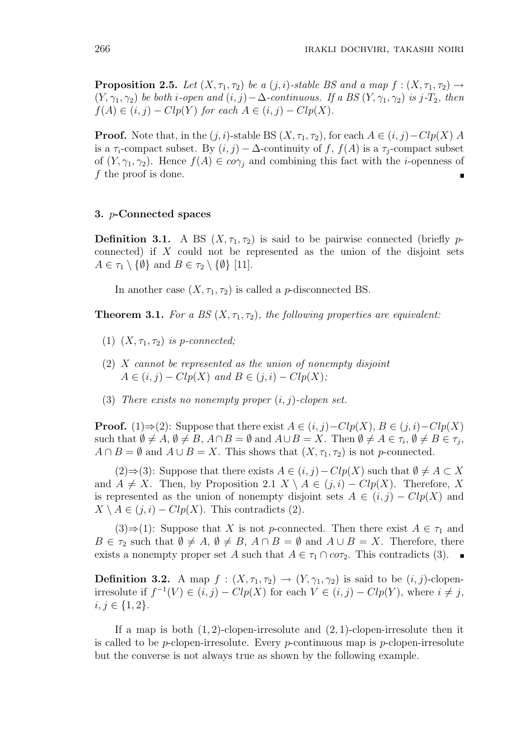**Proposition 2.5.** *Let $(X, \tau_1, \tau_2)$ be a $(j, i)$-stable BS and a map $f : (X, \tau_1, \tau_2) \to (Y, \gamma_1, \gamma_2)$ be both $i$-open and $(i, j) - \Delta$-continuous. If a BS $(Y, \gamma_1, \gamma_2)$ is $j$-$T_2$, then $f(A) \in (i, j) - Clp(Y)$ for each $A \in (i, j) - Clp(X)$.*

**Proof.** Note that, in the $(j, i)$-stable BS $(X, \tau_1, \tau_2)$, for each $A \in (i, j) - Clp(X)$ $A$ is a $\tau_i$-compact subset. By $(i, j) - \Delta$-continuity of $f$, $f(A)$ is a $\tau_j$-compact subset of $(Y, \gamma_1, \gamma_2)$. Hence $f(A) \in co\gamma_j$ and combining this fact with the $i$-openness of $f$ the proof is done. ∎

### 3. $p$-Connected spaces

**Definition 3.1.** A BS $(X, \tau_1, \tau_2)$ is said to be pairwise connected (briefly $p$-connected) if $X$ could not be represented as the union of the disjoint sets $A \in \tau_1 \setminus \{\emptyset\}$ and $B \in \tau_2 \setminus \{\emptyset\}$ [11].

In another case $(X, \tau_1, \tau_2)$ is called a $p$-disconnected BS.

**Theorem 3.1.** *For a BS $(X, \tau_1, \tau_2)$, the following properties are equivalent:*

1. *$(X, \tau_1, \tau_2)$ is $p$-connected;*
2. *$X$ cannot be represented as the union of nonempty disjoint $A \in (i, j) - Clp(X)$ and $B \in (j, i) - Clp(X)$;*
3. *There exists no nonempty proper $(i, j)$-clopen set.*

**Proof.** (1)⇒(2): Suppose that there exist $A \in (i, j) - Clp(X)$, $B \in (j, i) - Clp(X)$ such that $\emptyset \neq A$, $\emptyset \neq B$, $A \cap B = \emptyset$ and $A \cup B = X$. Then $\emptyset \neq A \in \tau_i$, $\emptyset \neq B \in \tau_j$, $A \cap B = \emptyset$ and $A \cup B = X$. This shows that $(X, \tau_1, \tau_2)$ is not $p$-connected.

(2)⇒(3): Suppose that there exists $A \in (i, j) - Clp(X)$ such that $\emptyset \neq A \subset X$ and $A \neq X$. Then, by Proposition 2.1 $X \setminus A \in (j, i) - Clp(X)$. Therefore, $X$ is represented as the union of nonempty disjoint sets $A \in (i, j) - Clp(X)$ and $X \setminus A \in (j, i) - Clp(X)$. This contradicts (2).

(3)⇒(1): Suppose that $X$ is not $p$-connected. Then there exist $A \in \tau_1$ and $B \in \tau_2$ such that $\emptyset \neq A$, $\emptyset \neq B$, $A \cap B = \emptyset$ and $A \cup B = X$. Therefore, there exists a nonempty proper set $A$ such that $A \in \tau_1 \cap co\tau_2$. This contradicts (3). ∎

**Definition 3.2.** A map $f : (X, \tau_1, \tau_2) \to (Y, \gamma_1, \gamma_2)$ is said to be $(i, j)$-clopen-irresolute if $f^{-1}(V) \in (i, j) - Clp(X)$ for each $V \in (i, j) - Clp(Y)$, where $i \neq j$, $i, j \in \{1, 2\}$.

If a map is both $(1, 2)$-clopen-irresolute and $(2, 1)$-clopen-irresolute then it is called to be $p$-clopen-irresolute. Every $p$-continuous map is $p$-clopen-irresolute but the converse is not always true as shown by the following example.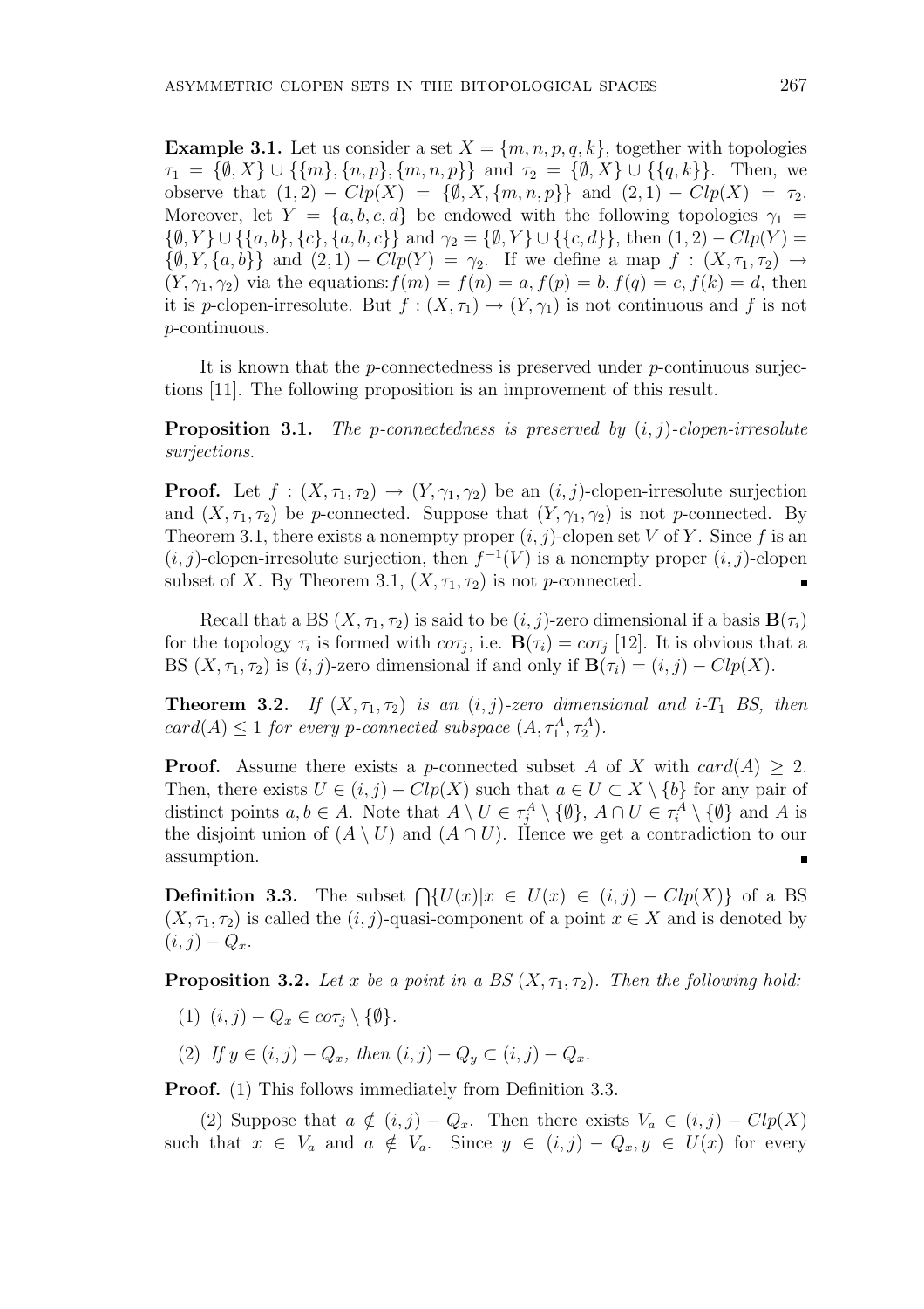**Example 3.1.** Let us consider a set $X = \{m, n, p, q, k\}$, together with topologies $\tau_1 = \{\emptyset, X\} \cup \{\{m\}, \{n, p\}, \{m, n, p\}\}$ and $\tau_2 = \{\emptyset, X\} \cup \{\{q, k\}\}$. Then, we observe that $(1, 2) - Clp(X) = \{\emptyset, X, \{m, n, p\}\}$ and $(2, 1) - Clp(X) = \tau_2$. Moreover, let $Y = \{a, b, c, d\}$ be endowed with the following topologies $\gamma_1 = \{\emptyset, Y\} \cup \{\{a, b\}, \{c\}, \{a, b, c\}\}$ and $\gamma_2 = \{\emptyset, Y\} \cup \{\{c, d\}\}$, then $(1, 2) - Clp(Y) = \{\emptyset, Y, \{a, b\}\}$ and $(2, 1) - Clp(Y) = \gamma_2$. If we define a map $f : (X, \tau_1, \tau_2) \to (Y, \gamma_1, \gamma_2)$ via the equations: $f(m) = f(n) = a, f(p) = b, f(q) = c, f(k) = d$, then it is $p$-clopen-irresolute. But $f : (X, \tau_1) \to (Y, \gamma_1)$ is not continuous and $f$ is not $p$-continuous.

It is known that the $p$-connectedness is preserved under $p$-continuous surjections [11]. The following proposition is an improvement of this result.

**Proposition 3.1.** *The p-connectedness is preserved by $(i, j)$-clopen-irresolute surjections.*

**Proof.** Let $f : (X, \tau_1, \tau_2) \to (Y, \gamma_1, \gamma_2)$ be an $(i, j)$-clopen-irresolute surjection and $(X, \tau_1, \tau_2)$ be $p$-connected. Suppose that $(Y, \gamma_1, \gamma_2)$ is not $p$-connected. By Theorem 3.1, there exists a nonempty proper $(i, j)$-clopen set $V$ of $Y$. Since $f$ is an $(i, j)$-clopen-irresolute surjection, then $f^{-1}(V)$ is a nonempty proper $(i, j)$-clopen subset of $X$. By Theorem 3.1, $(X, \tau_1, \tau_2)$ is not $p$-connected. ∎

Recall that a BS $(X, \tau_1, \tau_2)$ is said to be $(i, j)$-zero dimensional if a basis $\mathbf{B}(\tau_i)$ for the topology $\tau_i$ is formed with $co\tau_j$, i.e. $\mathbf{B}(\tau_i) = co\tau_j$ [12]. It is obvious that a BS $(X, \tau_1, \tau_2)$ is $(i, j)$-zero dimensional if and only if $\mathbf{B}(\tau_i) = (i, j) - Clp(X)$.

**Theorem 3.2.** *If $(X, \tau_1, \tau_2)$ is an $(i, j)$-zero dimensional and $i$-$T_1$ BS, then $card(A) \leq 1$ for every p-connected subspace $(A, \tau_1^A, \tau_2^A)$.*

**Proof.** Assume there exists a $p$-connected subset $A$ of $X$ with $card(A) \geq 2$. Then, there exists $U \in (i, j) - Clp(X)$ such that $a \in U \subset X \setminus \{b\}$ for any pair of distinct points $a, b \in A$. Note that $A \setminus U \in \tau_j^A \setminus \{\emptyset\}$, $A \cap U \in \tau_i^A \setminus \{\emptyset\}$ and $A$ is the disjoint union of $(A \setminus U)$ and $(A \cap U)$. Hence we get a contradiction to our assumption. ∎

**Definition 3.3.** The subset $\bigcap\{U(x) | x \in U(x) \in (i, j) - Clp(X)\}$ of a BS $(X, \tau_1, \tau_2)$ is called the $(i, j)$-quasi-component of a point $x \in X$ and is denoted by $(i, j) - Q_x$.

**Proposition 3.2.** *Let $x$ be a point in a BS $(X, \tau_1, \tau_2)$. Then the following hold:*

(1) $(i, j) - Q_x \in co\tau_j \setminus \{\emptyset\}$.

(2) *If $y \in (i, j) - Q_x$, then $(i, j) - Q_y \subset (i, j) - Q_x$.*

**Proof.** (1) This follows immediately from Definition 3.3.

(2) Suppose that $a \notin (i, j) - Q_x$. Then there exists $V_a \in (i, j) - Clp(X)$ such that $x \in V_a$ and $a \notin V_a$. Since $y \in (i, j) - Q_x, y \in U(x)$ for every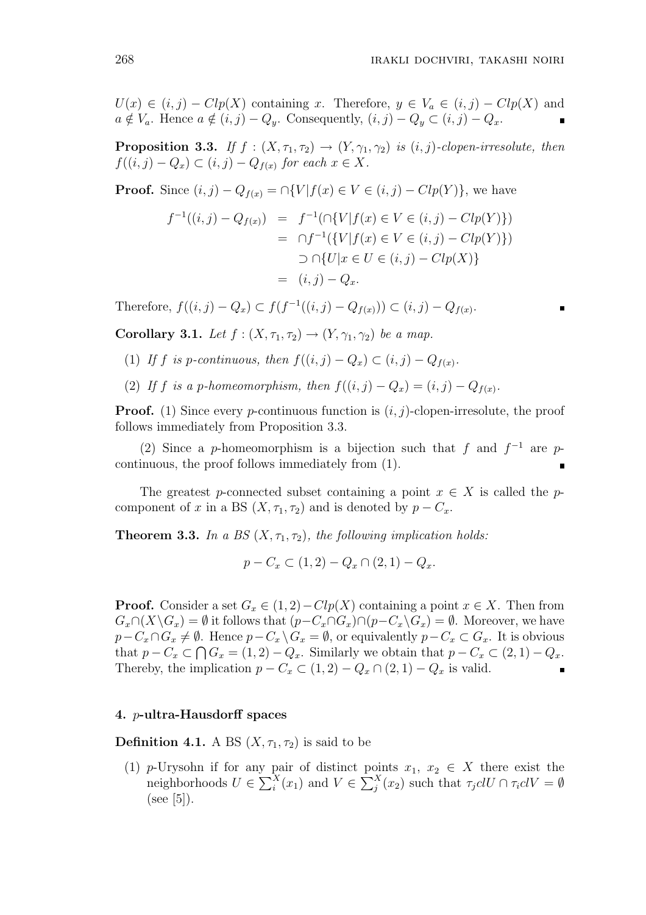$U(x) \in (i,j) - Clp(X)$ containing $x$. Therefore, $y \in V_a \in (i,j) - Clp(X)$ and $a \notin V_a$. Hence $a \notin (i,j) - Q_y$. Consequently, $(i,j) - Q_y \subset (i,j) - Q_x$. ∎

**Proposition 3.3.** *If $f : (X, \tau_1, \tau_2) \to (Y, \gamma_1, \gamma_2)$ is $(i,j)$-clopen-irresolute, then $f((i,j) - Q_x) \subset (i,j) - Q_{f(x)}$ for each $x \in X$.*

**Proof.** Since $(i,j) - Q_{f(x)} = \cap\{V | f(x) \in V \in (i,j) - Clp(Y)\}$, we have

$$\begin{aligned} f^{-1}((i,j) - Q_{f(x)}) &= f^{-1}(\cap\{V | f(x) \in V \in (i,j) - Clp(Y)\}) \\ &= \cap f^{-1}(\{V | f(x) \in V \in (i,j) - Clp(Y)\}) \\ &\supset \cap\{U | x \in U \in (i,j) - Clp(X)\} \\ &= (i,j) - Q_x. \end{aligned}$$

Therefore, $f((i,j) - Q_x) \subset f(f^{-1}((i,j) - Q_{f(x)})) \subset (i,j) - Q_{f(x)}$. ∎

**Corollary 3.1.** *Let $f : (X, \tau_1, \tau_2) \to (Y, \gamma_1, \gamma_2)$ be a map.*

(1) *If $f$ is p-continuous, then $f((i,j) - Q_x) \subset (i,j) - Q_{f(x)}$.*

(2) *If $f$ is a p-homeomorphism, then $f((i,j) - Q_x) = (i,j) - Q_{f(x)}$.*

**Proof.** (1) Since every $p$-continuous function is $(i,j)$-clopen-irresolute, the proof follows immediately from Proposition 3.3.

(2) Since a $p$-homeomorphism is a bijection such that $f$ and $f^{-1}$ are $p$-continuous, the proof follows immediately from (1). ∎

The greatest $p$-connected subset containing a point $x \in X$ is called the $p$-component of $x$ in a BS $(X, \tau_1, \tau_2)$ and is denoted by $p - C_x$.

**Theorem 3.3.** *In a BS $(X, \tau_1, \tau_2)$, the following implication holds:*

$$p - C_x \subset (1,2) - Q_x \cap (2,1) - Q_x.$$

**Proof.** Consider a set $G_x \in (1,2) - Clp(X)$ containing a point $x \in X$. Then from $G_x \cap (X \setminus G_x) = \emptyset$ it follows that $(p - C_x \cap G_x) \cap (p - C_x \setminus G_x) = \emptyset$. Moreover, we have $p - C_x \cap G_x \neq \emptyset$. Hence $p - C_x \setminus G_x = \emptyset$, or equivalently $p - C_x \subset G_x$. It is obvious that $p - C_x \subset \bigcap G_x = (1,2) - Q_x$. Similarly we obtain that $p - C_x \subset (2,1) - Q_x$. Thereby, the implication $p - C_x \subset (1,2) - Q_x \cap (2,1) - Q_x$ is valid. ∎

## 4. $p$-ultra-Hausdorff spaces

**Definition 4.1.** A BS $(X, \tau_1, \tau_2)$ is said to be

(1) $p$-Urysohn if for any pair of distinct points $x_1,\ x_2 \in X$ there exist the neighborhoods $U \in \sum_i^X(x_1)$ and $V \in \sum_j^X(x_2)$ such that $\tau_j clU \cap \tau_i clV = \emptyset$ (see [5]).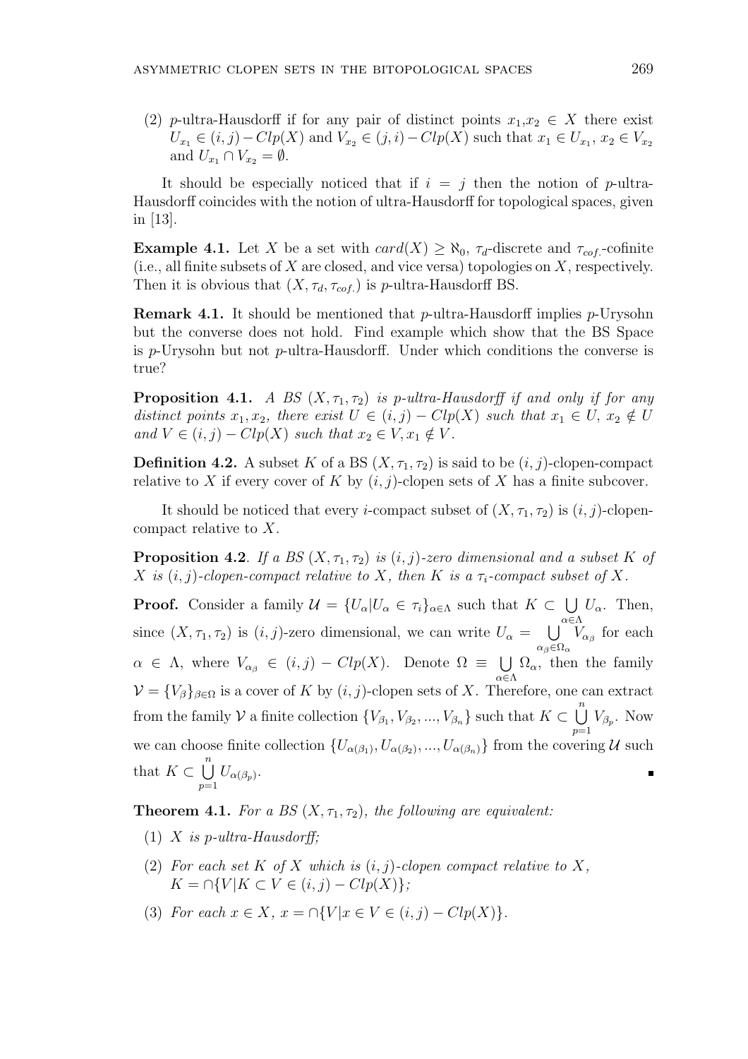(2) $p$-ultra-Hausdorff if for any pair of distinct points $x_1,x_2 \in X$ there exist $U_{x_1} \in (i,j)-Clp(X)$ and $V_{x_2} \in (j,i)-Clp(X)$ such that $x_1 \in U_{x_1}$, $x_2 \in V_{x_2}$ and $U_{x_1} \cap V_{x_2} = \emptyset$.

It should be especially noticed that if $i = j$ then the notion of $p$-ultra-Hausdorff coincides with the notion of ultra-Hausdorff for topological spaces, given in [13].

**Example 4.1.** Let $X$ be a set with $card(X) \geq \aleph_0$, $\tau_d$-discrete and $\tau_{cof.}$-cofinite (i.e., all finite subsets of $X$ are closed, and vice versa) topologies on $X$, respectively. Then it is obvious that $(X, \tau_d, \tau_{cof.})$ is $p$-ultra-Hausdorff BS.

**Remark 4.1.** It should be mentioned that $p$-ultra-Hausdorff implies $p$-Urysohn but the converse does not hold. Find example which show that the BS Space is $p$-Urysohn but not $p$-ultra-Hausdorff. Under which conditions the converse is true?

**Proposition 4.1.** *A BS $(X, \tau_1, \tau_2)$ is p-ultra-Hausdorff if and only if for any distinct points $x_1, x_2$, there exist $U \in (i,j) - Clp(X)$ such that $x_1 \in U$, $x_2 \notin U$ and $V \in (i,j) - Clp(X)$ such that $x_2 \in V, x_1 \notin V$.*

**Definition 4.2.** A subset $K$ of a BS $(X, \tau_1, \tau_2)$ is said to be $(i,j)$-clopen-compact relative to $X$ if every cover of $K$ by $(i,j)$-clopen sets of $X$ has a finite subcover.

It should be noticed that every $i$-compact subset of $(X, \tau_1, \tau_2)$ is $(i,j)$-clopen-compact relative to $X$.

**Proposition 4.2**. *If a BS $(X, \tau_1, \tau_2)$ is $(i,j)$-zero dimensional and a subset $K$ of $X$ is $(i,j)$-clopen-compact relative to $X$, then $K$ is a $\tau_i$-compact subset of $X$.*

**Proof.** Consider a family $\mathcal{U} = \{U_\alpha | U_\alpha \in \tau_i\}_{\alpha \in \Lambda}$ such that $K \subset \bigcup\limits_{\alpha \in \Lambda} U_\alpha$. Then, since $(X, \tau_1, \tau_2)$ is $(i,j)$-zero dimensional, we can write $U_\alpha = \bigcup\limits_{\alpha_\beta \in \Omega_\alpha} V_{\alpha_\beta}$ for each $\alpha \in \Lambda$, where $V_{\alpha_\beta} \in (i,j) - Clp(X)$. Denote $\Omega \equiv \bigcup\limits_{\alpha \in \Lambda} \Omega_\alpha$, then the family $\mathcal{V} = \{V_\beta\}_{\beta \in \Omega}$ is a cover of $K$ by $(i,j)$-clopen sets of $X$. Therefore, one can extract from the family $\mathcal{V}$ a finite collection $\{V_{\beta_1}, V_{\beta_2}, ..., V_{\beta_n}\}$ such that $K \subset \bigcup\limits_{p=1}^{n} V_{\beta_p}$. Now we can choose finite collection $\{U_{\alpha(\beta_1)}, U_{\alpha(\beta_2)}, ..., U_{\alpha(\beta_n)}\}$ from the covering $\mathcal{U}$ such that $K \subset \bigcup\limits_{p=1}^{n} U_{\alpha(\beta_p)}$. ∎

**Theorem 4.1.** *For a BS $(X, \tau_1, \tau_2)$, the following are equivalent:*

(1) *$X$ is p-ultra-Hausdorff;*

(2) *For each set $K$ of $X$ which is $(i,j)$-clopen compact relative to $X$, $K = \cap\{V | K \subset V \in (i,j) - Clp(X)\}$;*

(3) *For each $x \in X$, $x = \cap\{V | x \in V \in (i,j) - Clp(X)\}$.*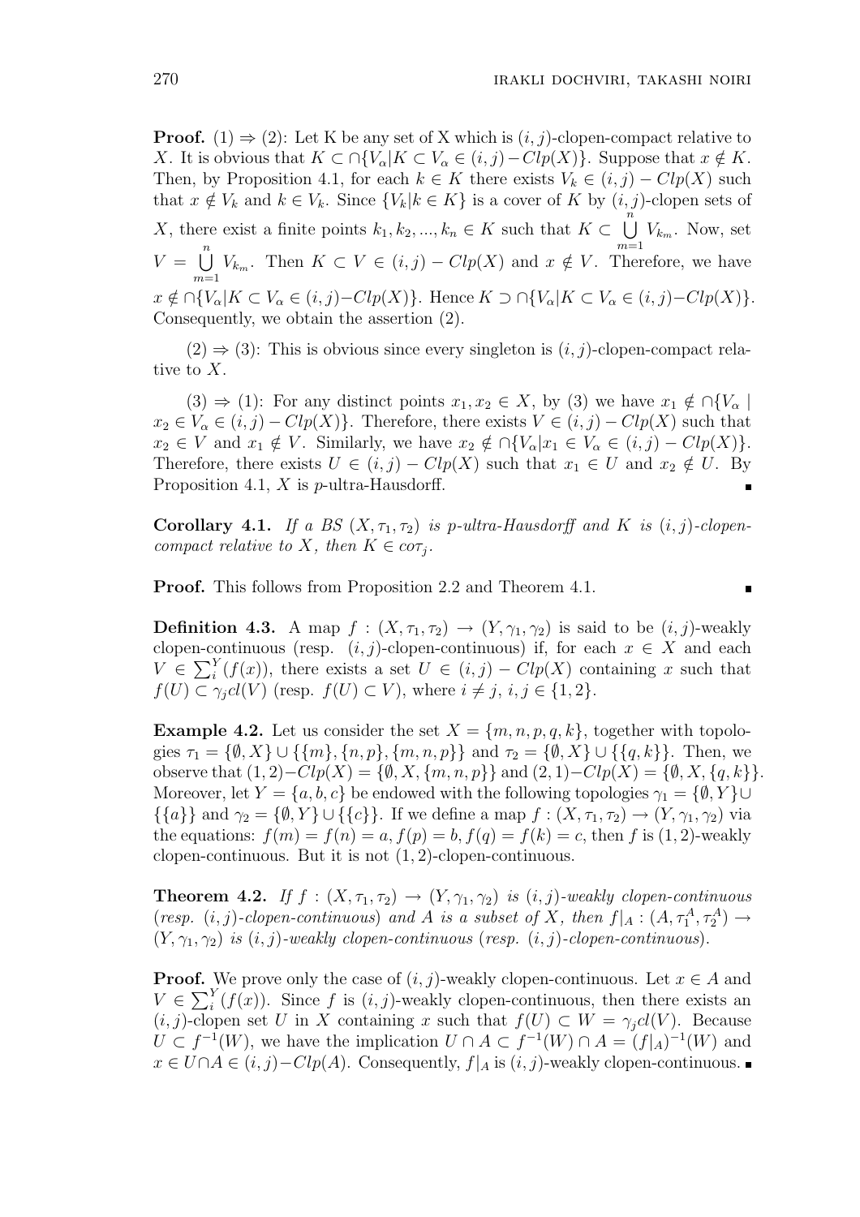**Proof.** $(1) \Rightarrow (2)$: Let K be any set of X which is $(i,j)$-clopen-compact relative to $X$. It is obvious that $K \subset \cap\{V_\alpha | K \subset V_\alpha \in (i,j)-Clp(X)\}$. Suppose that $x \notin K$. Then, by Proposition 4.1, for each $k \in K$ there exists $V_k \in (i,j)-Clp(X)$ such that $x \notin V_k$ and $k \in V_k$. Since $\{V_k | k \in K\}$ is a cover of $K$ by $(i,j)$-clopen sets of $X$, there exist a finite points $k_1, k_2, ..., k_n \in K$ such that $K \subset \bigcup_{m=1}^{n} V_{k_m}$. Now, set $V = \bigcup_{m=1}^{n} V_{k_m}$. Then $K \subset V \in (i,j)-Clp(X)$ and $x \notin V$. Therefore, we have $x \notin \cap\{V_\alpha | K \subset V_\alpha \in (i,j)-Clp(X)\}$. Hence $K \supset \cap\{V_\alpha | K \subset V_\alpha \in (i,j)-Clp(X)\}$. Consequently, we obtain the assertion (2).

$(2) \Rightarrow (3)$: This is obvious since every singleton is $(i,j)$-clopen-compact relative to $X$.

$(3) \Rightarrow (1)$: For any distinct points $x_1, x_2 \in X$, by (3) we have $x_1 \notin \cap\{V_\alpha \mid x_2 \in V_\alpha \in (i,j)-Clp(X)\}$. Therefore, there exists $V \in (i,j)-Clp(X)$ such that $x_2 \in V$ and $x_1 \notin V$. Similarly, we have $x_2 \notin \cap\{V_\alpha | x_1 \in V_\alpha \in (i,j)-Clp(X)\}$. Therefore, there exists $U \in (i,j)-Clp(X)$ such that $x_1 \in U$ and $x_2 \notin U$. By Proposition 4.1, $X$ is $p$-ultra-Hausdorff. ∎

**Corollary 4.1.** *If a BS $(X, \tau_1, \tau_2)$ is p-ultra-Hausdorff and $K$ is $(i,j)$-clopen-compact relative to $X$, then $K \in co\tau_j$.*

**Proof.** This follows from Proposition 2.2 and Theorem 4.1. ∎

**Definition 4.3.** A map $f : (X, \tau_1, \tau_2) \to (Y, \gamma_1, \gamma_2)$ is said to be $(i,j)$-weakly clopen-continuous (resp. $(i,j)$-clopen-continuous) if, for each $x \in X$ and each $V \in \sum_i^Y(f(x))$, there exists a set $U \in (i,j)-Clp(X)$ containing $x$ such that $f(U) \subset \gamma_j cl(V)$ (resp. $f(U) \subset V$), where $i \neq j$, $i,j \in \{1,2\}$.

**Example 4.2.** Let us consider the set $X = \{m, n, p, q, k\}$, together with topologies $\tau_1 = \{\emptyset, X\} \cup \{\{m\}, \{n,p\}, \{m,n,p\}\}$ and $\tau_2 = \{\emptyset, X\} \cup \{\{q,k\}\}$. Then, we observe that $(1,2)-Clp(X) = \{\emptyset, X, \{m,n,p\}\}$ and $(2,1)-Clp(X) = \{\emptyset, X, \{q,k\}\}$. Moreover, let $Y = \{a, b, c\}$ be endowed with the following topologies $\gamma_1 = \{\emptyset, Y\} \cup \{\{a\}\}$ and $\gamma_2 = \{\emptyset, Y\} \cup \{\{c\}\}$. If we define a map $f : (X, \tau_1, \tau_2) \to (Y, \gamma_1, \gamma_2)$ via the equations: $f(m) = f(n) = a, f(p) = b, f(q) = f(k) = c$, then $f$ is $(1,2)$-weakly clopen-continuous. But it is not $(1,2)$-clopen-continuous.

**Theorem 4.2.** *If $f : (X, \tau_1, \tau_2) \to (Y, \gamma_1, \gamma_2)$ is $(i,j)$-weakly clopen-continuous (resp. $(i,j)$-clopen-continuous) and $A$ is a subset of $X$, then $f|_A : (A, \tau_1^A, \tau_2^A) \to (Y, \gamma_1, \gamma_2)$ is $(i,j)$-weakly clopen-continuous (resp. $(i,j)$-clopen-continuous).*

**Proof.** We prove only the case of $(i,j)$-weakly clopen-continuous. Let $x \in A$ and $V \in \sum_i^Y(f(x))$. Since $f$ is $(i,j)$-weakly clopen-continuous, then there exists an $(i,j)$-clopen set $U$ in $X$ containing $x$ such that $f(U) \subset W = \gamma_j cl(V)$. Because $U \subset f^{-1}(W)$, we have the implication $U \cap A \subset f^{-1}(W) \cap A = (f|_A)^{-1}(W)$ and $x \in U \cap A \in (i,j)-Clp(A)$. Consequently, $f|_A$ is $(i,j)$-weakly clopen-continuous. ∎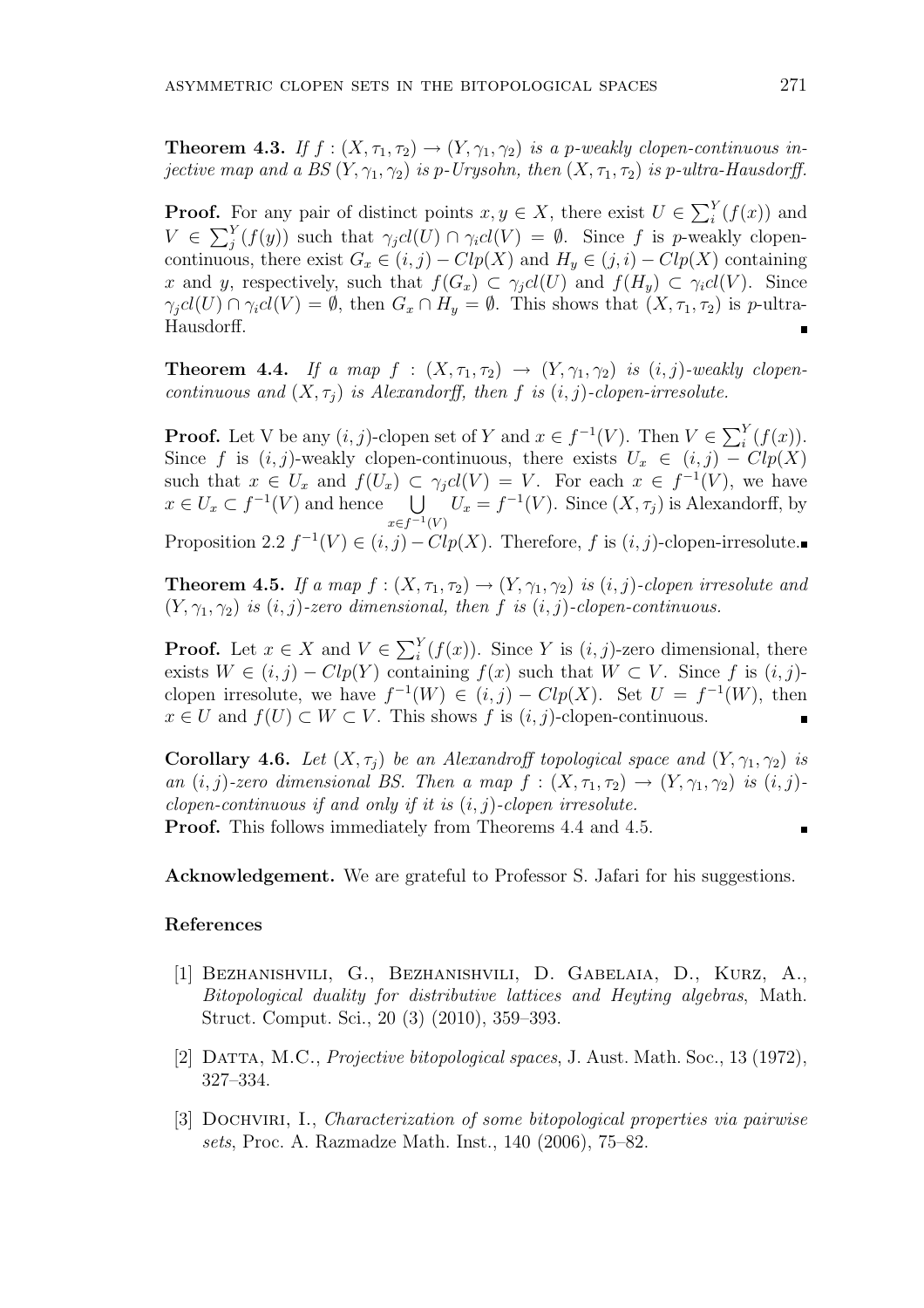**Theorem 4.3.** *If $f : (X, \tau_1, \tau_2) \to (Y, \gamma_1, \gamma_2)$ is a p-weakly clopen-continuous injective map and a BS $(Y, \gamma_1, \gamma_2)$ is p-Urysohn, then $(X, \tau_1, \tau_2)$ is p-ultra-Hausdorff.*

**Proof.** For any pair of distinct points $x, y \in X$, there exist $U \in \sum_i^Y(f(x))$ and $V \in \sum_j^Y(f(y))$ such that $\gamma_j cl(U) \cap \gamma_i cl(V) = \emptyset$. Since $f$ is $p$-weakly clopen-continuous, there exist $G_x \in (i,j) - Clp(X)$ and $H_y \in (j,i) - Clp(X)$ containing $x$ and $y$, respectively, such that $f(G_x) \subset \gamma_j cl(U)$ and $f(H_y) \subset \gamma_i cl(V)$. Since $\gamma_j cl(U) \cap \gamma_i cl(V) = \emptyset$, then $G_x \cap H_y = \emptyset$. This shows that $(X, \tau_1, \tau_2)$ is $p$-ultra-Hausdorff. ∎

**Theorem 4.4.** *If a map $f : (X, \tau_1, \tau_2) \to (Y, \gamma_1, \gamma_2)$ is $(i,j)$-weakly clopen-continuous and $(X, \tau_j)$ is Alexandorff, then $f$ is $(i,j)$-clopen-irresolute.*

**Proof.** Let V be any $(i,j)$-clopen set of $Y$ and $x \in f^{-1}(V)$. Then $V \in \sum_i^Y(f(x))$. Since $f$ is $(i,j)$-weakly clopen-continuous, there exists $U_x \in (i,j) - Clp(X)$ such that $x \in U_x$ and $f(U_x) \subset \gamma_j cl(V) = V$. For each $x \in f^{-1}(V)$, we have $x \in U_x \subset f^{-1}(V)$ and hence $\bigcup_{x \in f^{-1}(V)} U_x = f^{-1}(V)$. Since $(X, \tau_j)$ is Alexandorff, by Proposition 2.2 $f^{-1}(V) \in (i,j) - Clp(X)$. Therefore, $f$ is $(i,j)$-clopen-irresolute. ∎

**Theorem 4.5.** *If a map $f : (X, \tau_1, \tau_2) \to (Y, \gamma_1, \gamma_2)$ is $(i,j)$-clopen irresolute and $(Y, \gamma_1, \gamma_2)$ is $(i,j)$-zero dimensional, then $f$ is $(i,j)$-clopen-continuous.*

**Proof.** Let $x \in X$ and $V \in \sum_i^Y(f(x))$. Since $Y$ is $(i,j)$-zero dimensional, there exists $W \in (i,j) - Clp(Y)$ containing $f(x)$ such that $W \subset V$. Since $f$ is $(i,j)$-clopen irresolute, we have $f^{-1}(W) \in (i,j) - Clp(X)$. Set $U = f^{-1}(W)$, then $x \in U$ and $f(U) \subset W \subset V$. This shows $f$ is $(i,j)$-clopen-continuous. ∎

**Corollary 4.6.** *Let $(X, \tau_j)$ be an Alexandroff topological space and $(Y, \gamma_1, \gamma_2)$ is an $(i,j)$-zero dimensional BS. Then a map $f : (X, \tau_1, \tau_2) \to (Y, \gamma_1, \gamma_2)$ is $(i,j)$-clopen-continuous if and only if it is $(i,j)$-clopen irresolute.*

**Proof.** This follows immediately from Theorems 4.4 and 4.5. ∎

**Acknowledgement.** We are grateful to Professor S. Jafari for his suggestions.

## References

[1] Bezhanishvili, G., Bezhanishvili, D. Gabelaia, D., Kurz, A., *Bitopological duality for distributive lattices and Heyting algebras*, Math. Struct. Comput. Sci., 20 (3) (2010), 359–393.

[2] Datta, M.C., *Projective bitopological spaces*, J. Aust. Math. Soc., 13 (1972), 327–334.

[3] Dochviri, I., *Characterization of some bitopological properties via pairwise sets*, Proc. A. Razmadze Math. Inst., 140 (2006), 75–82.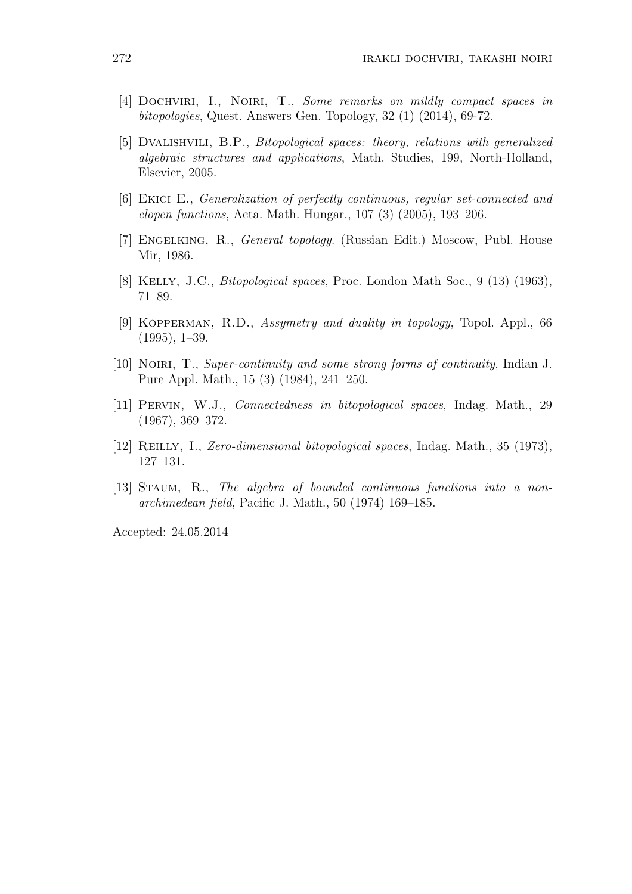[4] Dochviri, I., Noiri, T., *Some remarks on mildly compact spaces in bitopologies*, Quest. Answers Gen. Topology, 32 (1) (2014), 69-72.

[5] Dvalishvili, B.P., *Bitopological spaces: theory, relations with generalized algebraic structures and applications*, Math. Studies, 199, North-Holland, Elsevier, 2005.

[6] Ekici E., *Generalization of perfectly continuous, regular set-connected and clopen functions*, Acta. Math. Hungar., 107 (3) (2005), 193–206.

[7] Engelking, R., *General topology.* (Russian Edit.) Moscow, Publ. House Mir, 1986.

[8] Kelly, J.C., *Bitopological spaces*, Proc. London Math Soc., 9 (13) (1963), 71–89.

[9] Kopperman, R.D., *Assymetry and duality in topology*, Topol. Appl., 66 (1995), 1–39.

[10] Noiri, T., *Super-continuity and some strong forms of continuity*, Indian J. Pure Appl. Math., 15 (3) (1984), 241–250.

[11] Pervin, W.J., *Connectedness in bitopological spaces*, Indag. Math., 29 (1967), 369–372.

[12] Reilly, I., *Zero-dimensional bitopological spaces*, Indag. Math., 35 (1973), 127–131.

[13] Staum, R., *The algebra of bounded continuous functions into a nonarchimedean field*, Pacific J. Math., 50 (1974) 169–185.

Accepted: 24.05.2014